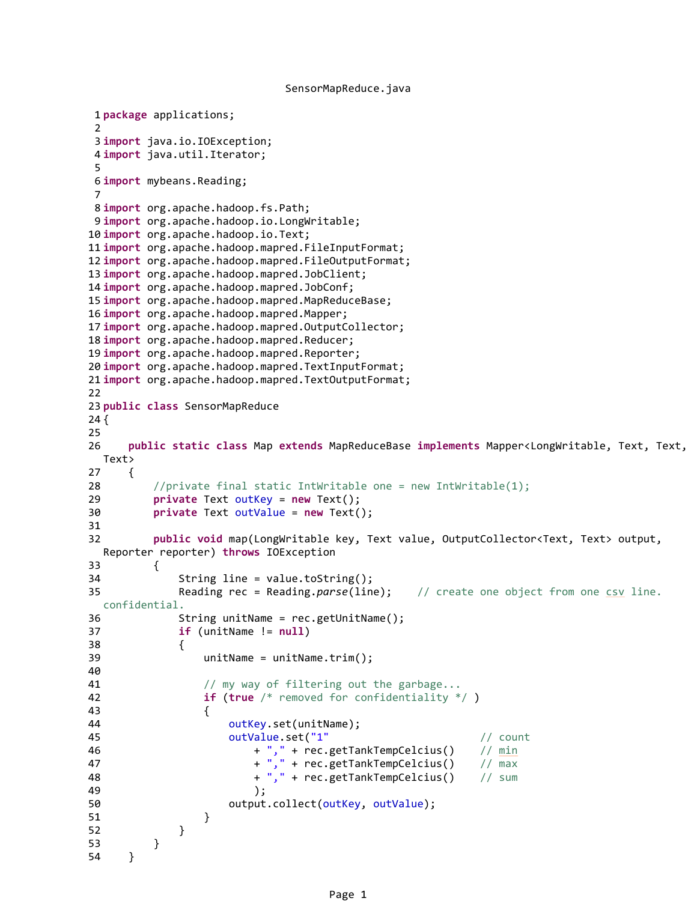SensorMapReduce.java

```java
package applications;

import java.io.IOException;
import java.util.Iterator;

import mybeans.Reading;

import org.apache.hadoop.fs.Path;
import org.apache.hadoop.io.LongWritable;
import org.apache.hadoop.io.Text;
import org.apache.hadoop.mapred.FileInputFormat;
import org.apache.hadoop.mapred.FileOutputFormat;
import org.apache.hadoop.mapred.JobClient;
import org.apache.hadoop.mapred.JobConf;
import org.apache.hadoop.mapred.MapReduceBase;
import org.apache.hadoop.mapred.Mapper;
import org.apache.hadoop.mapred.OutputCollector;
import org.apache.hadoop.mapred.Reducer;
import org.apache.hadoop.mapred.Reporter;
import org.apache.hadoop.mapred.TextInputFormat;
import org.apache.hadoop.mapred.TextOutputFormat;

public class SensorMapReduce
{

    public static class Map extends MapReduceBase implements Mapper<LongWritable, Text, Text, Text>
    {
        //private final static IntWritable one = new IntWritable(1);
        private Text outKey = new Text();
        private Text outValue = new Text();

        public void map(LongWritable key, Text value, OutputCollector<Text, Text> output, Reporter reporter) throws IOException
        {
            String line = value.toString();
            Reading rec = Reading.parse(line);    // create one object from one csv line. confidential.
            String unitName = rec.getUnitName();
            if (unitName != null)
            {
                unitName = unitName.trim();

                // my way of filtering out the garbage...
                if (true /* removed for confidentiality */ )
                {
                    outKey.set(unitName);
                    outValue.set("1"                         // count
                        + "," + rec.getTankTempCelcius()    // min
                        + "," + rec.getTankTempCelcius()    // max
                        + "," + rec.getTankTempCelcius()    // sum
                        );
                    output.collect(outKey, outValue);
                }
            }
        }
    }
```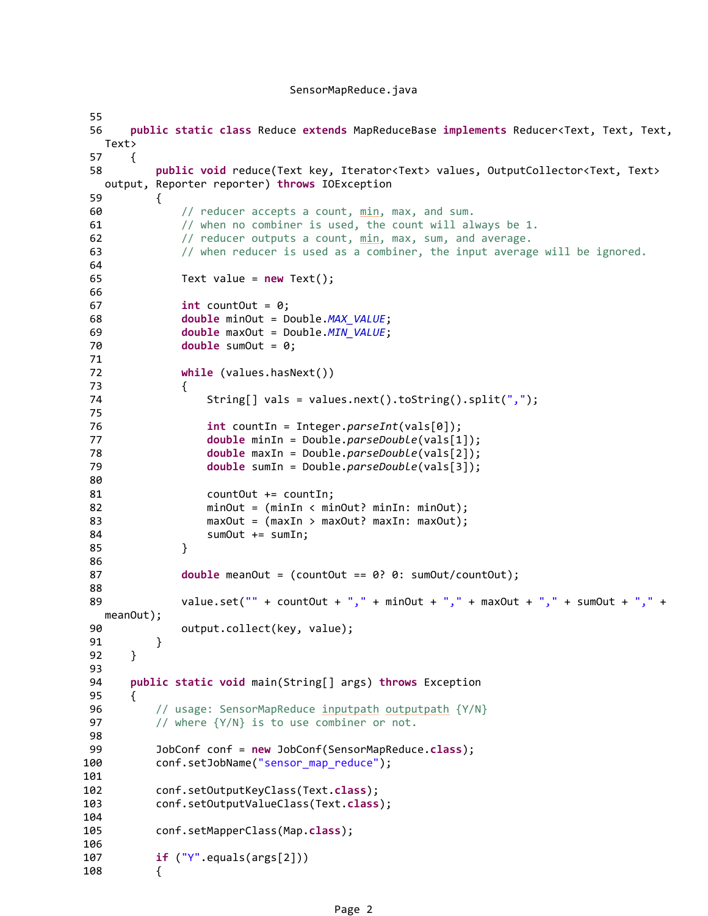SensorMapReduce.java

```java
55
56      public static class Reduce extends MapReduceBase implements Reducer<Text, Text, Text, Text>
57      {
58          public void reduce(Text key, Iterator<Text> values, OutputCollector<Text, Text> output, Reporter reporter) throws IOException
59          {
60              // reducer accepts a count, min, max, and sum.
61              // when no combiner is used, the count will always be 1.
62              // reducer outputs a count, min, max, sum, and average.
63              // when reducer is used as a combiner, the input average will be ignored.
64
65              Text value = new Text();
66
67              int countOut = 0;
68              double minOut = Double.MAX_VALUE;
69              double maxOut = Double.MIN_VALUE;
70              double sumOut = 0;
71
72              while (values.hasNext())
73              {
74                  String[] vals = values.next().toString().split(",");
75
76                  int countIn = Integer.parseInt(vals[0]);
77                  double minIn = Double.parseDouble(vals[1]);
78                  double maxIn = Double.parseDouble(vals[2]);
79                  double sumIn = Double.parseDouble(vals[3]);
80
81                  countOut += countIn;
82                  minOut = (minIn < minOut? minIn: minOut);
83                  maxOut = (maxIn > maxOut? maxIn: maxOut);
84                  sumOut += sumIn;
85              }
86
87              double meanOut = (countOut == 0? 0: sumOut/countOut);
88
89              value.set("" + countOut + "," + minOut + "," + maxOut + "," + sumOut + "," + meanOut);
90              output.collect(key, value);
91          }
92      }
93
94      public static void main(String[] args) throws Exception
95      {
96          // usage: SensorMapReduce inputpath outputpath {Y/N}
97          // where {Y/N} is to use combiner or not.
98
99          JobConf conf = new JobConf(SensorMapReduce.class);
100         conf.setJobName("sensor_map_reduce");
101
102         conf.setOutputKeyClass(Text.class);
103         conf.setOutputValueClass(Text.class);
104
105         conf.setMapperClass(Map.class);
106
107         if ("Y".equals(args[2]))
108         {
```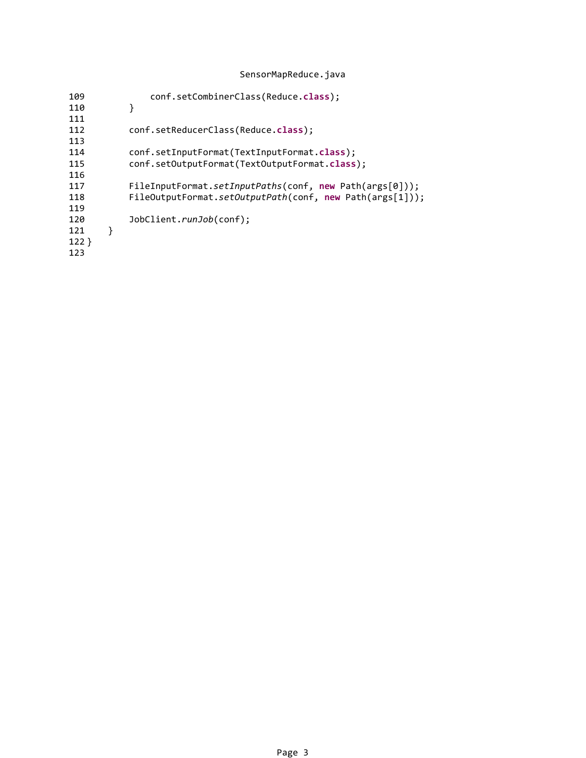```java
            conf.setCombinerClass(Reduce.class);
        }

        conf.setReducerClass(Reduce.class);

        conf.setInputFormat(TextInputFormat.class);
        conf.setOutputFormat(TextOutputFormat.class);

        FileInputFormat.setInputPaths(conf, new Path(args[0]));
        FileOutputFormat.setOutputPath(conf, new Path(args[1]));

        JobClient.runJob(conf);
    }
}
```